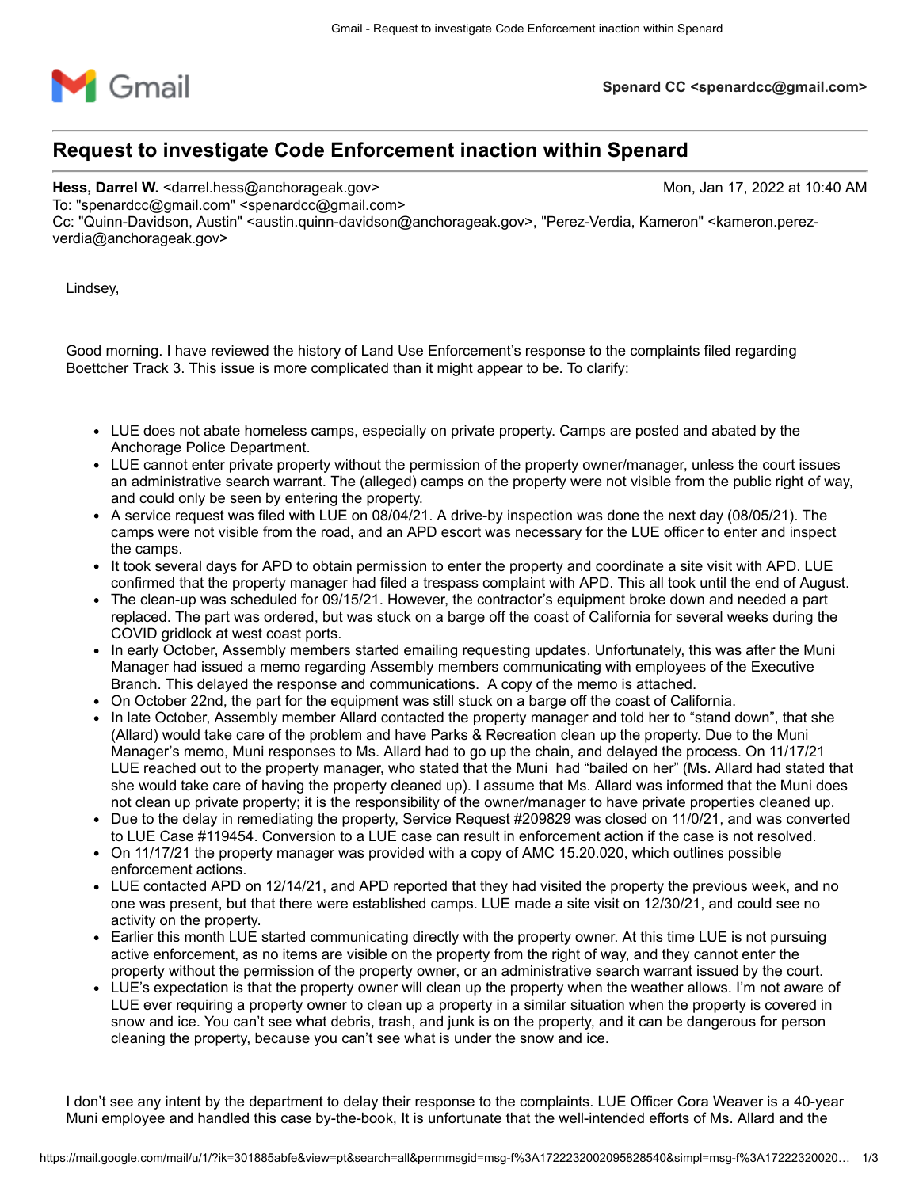Spenard CC <spenardcc@gmail.com>

# Request to investigate Code Enforcement inaction within Spenard

**Hess, Darrel W.** <darrel.hess@anchorageak.gov> Mon, Jan 17, 2022 at 10:40 AM
To: "spenardcc@gmail.com" <spenardcc@gmail.com>
Cc: "Quinn-Davidson, Austin" <austin.quinn-davidson@anchorageak.gov>, "Perez-Verdia, Kameron" <kameron.perez-verdia@anchorageak.gov>

Lindsey,

Good morning. I have reviewed the history of Land Use Enforcement's response to the complaints filed regarding Boettcher Track 3. This issue is more complicated than it might appear to be. To clarify:

- LUE does not abate homeless camps, especially on private property. Camps are posted and abated by the Anchorage Police Department.
- LUE cannot enter private property without the permission of the property owner/manager, unless the court issues an administrative search warrant. The (alleged) camps on the property were not visible from the public right of way, and could only be seen by entering the property.
- A service request was filed with LUE on 08/04/21. A drive-by inspection was done the next day (08/05/21). The camps were not visible from the road, and an APD escort was necessary for the LUE officer to enter and inspect the camps.
- It took several days for APD to obtain permission to enter the property and coordinate a site visit with APD. LUE confirmed that the property manager had filed a trespass complaint with APD. This all took until the end of August.
- The clean-up was scheduled for 09/15/21. However, the contractor's equipment broke down and needed a part replaced. The part was ordered, but was stuck on a barge off the coast of California for several weeks during the COVID gridlock at west coast ports.
- In early October, Assembly members started emailing requesting updates. Unfortunately, this was after the Muni Manager had issued a memo regarding Assembly members communicating with employees of the Executive Branch. This delayed the response and communications. A copy of the memo is attached.
- On October 22nd, the part for the equipment was still stuck on a barge off the coast of California.
- In late October, Assembly member Allard contacted the property manager and told her to "stand down", that she (Allard) would take care of the problem and have Parks & Recreation clean up the property. Due to the Muni Manager's memo, Muni responses to Ms. Allard had to go up the chain, and delayed the process. On 11/17/21 LUE reached out to the property manager, who stated that the Muni had "bailed on her" (Ms. Allard had stated that she would take care of having the property cleaned up). I assume that Ms. Allard was informed that the Muni does not clean up private property; it is the responsibility of the owner/manager to have private properties cleaned up.
- Due to the delay in remediating the property, Service Request #209829 was closed on 11/0/21, and was converted to LUE Case #119454. Conversion to a LUE case can result in enforcement action if the case is not resolved.
- On 11/17/21 the property manager was provided with a copy of AMC 15.20.020, which outlines possible enforcement actions.
- LUE contacted APD on 12/14/21, and APD reported that they had visited the property the previous week, and no one was present, but that there were established camps. LUE made a site visit on 12/30/21, and could see no activity on the property.
- Earlier this month LUE started communicating directly with the property owner. At this time LUE is not pursuing active enforcement, as no items are visible on the property from the right of way, and they cannot enter the property without the permission of the property owner, or an administrative search warrant issued by the court.
- LUE's expectation is that the property owner will clean up the property when the weather allows. I'm not aware of LUE ever requiring a property owner to clean up a property in a similar situation when the property is covered in snow and ice. You can't see what debris, trash, and junk is on the property, and it can be dangerous for person cleaning the property, because you can't see what is under the snow and ice.

I don't see any intent by the department to delay their response to the complaints. LUE Officer Cora Weaver is a 40-year Muni employee and handled this case by-the-book, It is unfortunate that the well-intended efforts of Ms. Allard and the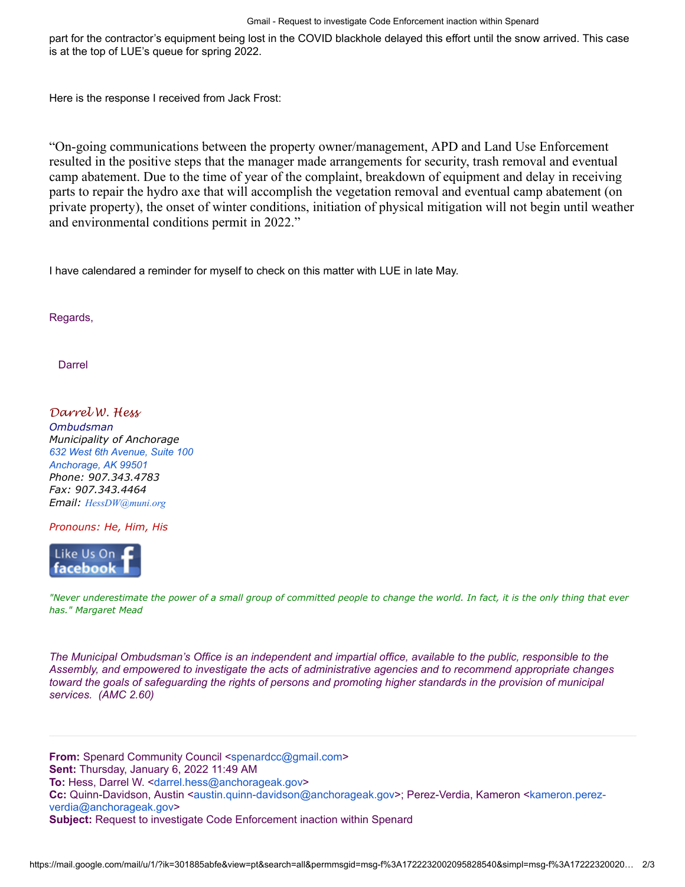part for the contractor's equipment being lost in the COVID blackhole delayed this effort until the snow arrived. This case is at the top of LUE's queue for spring 2022.

Here is the response I received from Jack Frost:

"On-going communications between the property owner/management, APD and Land Use Enforcement resulted in the positive steps that the manager made arrangements for security, trash removal and eventual camp abatement. Due to the time of year of the complaint, breakdown of equipment and delay in receiving parts to repair the hydro axe that will accomplish the vegetation removal and eventual camp abatement (on private property), the onset of winter conditions, initiation of physical mitigation will not begin until weather and environmental conditions permit in 2022."

I have calendared a reminder for myself to check on this matter with LUE in late May.

Regards,

Darrel

*Darrel W. Hess*
*Ombudsman*
*Municipality of Anchorage*
*632 West 6th Avenue, Suite 100*
*Anchorage, AK 99501*
*Phone: 907.343.4783*
*Fax: 907.343.4464*
*Email: HessDW@muni.org*

*Pronouns: He, Him, His*

Like Us On facebook

*"Never underestimate the power of a small group of committed people to change the world. In fact, it is the only thing that ever has." Margaret Mead*

*The Municipal Ombudsman's Office is an independent and impartial office, available to the public, responsible to the Assembly, and empowered to investigate the acts of administrative agencies and to recommend appropriate changes toward the goals of safeguarding the rights of persons and promoting higher standards in the provision of municipal services. (AMC 2.60)*

---

**From:** Spenard Community Council <spenardcc@gmail.com>
**Sent:** Thursday, January 6, 2022 11:49 AM
**To:** Hess, Darrel W. <darrel.hess@anchorageak.gov>
**Cc:** Quinn-Davidson, Austin <austin.quinn-davidson@anchorageak.gov>; Perez-Verdia, Kameron <kameron.perez-verdia@anchorageak.gov>
**Subject:** Request to investigate Code Enforcement inaction within Spenard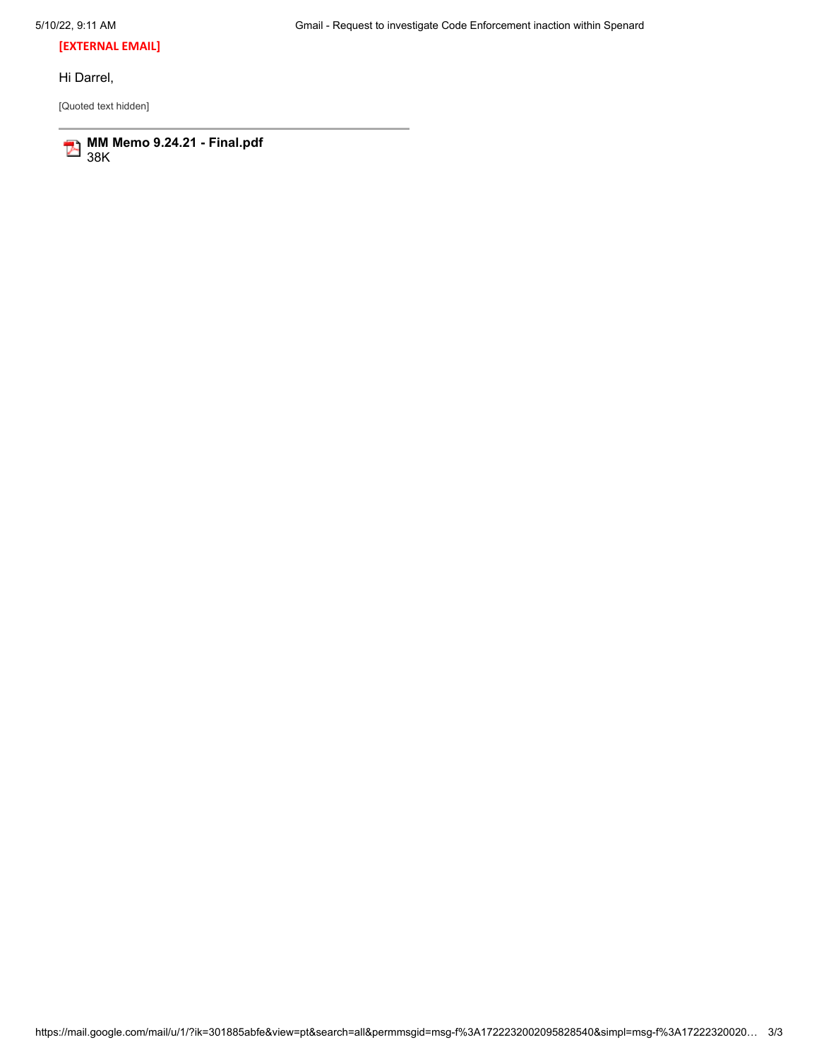**[EXTERNAL EMAIL]**

Hi Darrel,

[Quoted text hidden]

---

**MM Memo 9.24.21 - Final.pdf**
38K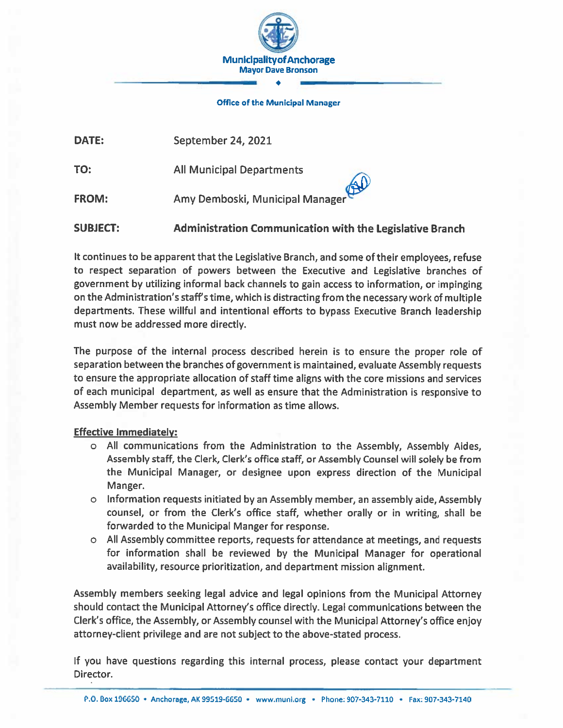**Municipality of Anchorage**
**Mayor Dave Bronson**

**Office of the Municipal Manager**

**DATE:** September 24, 2021

**TO:** All Municipal Departments

**FROM:** Amy Demboski, Municipal Manager

**SUBJECT:** **Administration Communication with the Legislative Branch**

It continues to be apparent that the Legislative Branch, and some of their employees, refuse to respect separation of powers between the Executive and Legislative branches of government by utilizing informal back channels to gain access to information, or impinging on the Administration's staff's time, which is distracting from the necessary work of multiple departments. These willful and intentional efforts to bypass Executive Branch leadership must now be addressed more directly.

The purpose of the internal process described herein is to ensure the proper role of separation between the branches of government is maintained, evaluate Assembly requests to ensure the appropriate allocation of staff time aligns with the core missions and services of each municipal department, as well as ensure that the Administration is responsive to Assembly Member requests for information as time allows.

**Effective Immediately:**

- All communications from the Administration to the Assembly, Assembly Aides, Assembly staff, the Clerk, Clerk's office staff, or Assembly Counsel will solely be from the Municipal Manager, or designee upon express direction of the Municipal Manger.
- Information requests initiated by an Assembly member, an assembly aide, Assembly counsel, or from the Clerk's office staff, whether orally or in writing, shall be forwarded to the Municipal Manger for response.
- All Assembly committee reports, requests for attendance at meetings, and requests for information shall be reviewed by the Municipal Manager for operational availability, resource prioritization, and department mission alignment.

Assembly members seeking legal advice and legal opinions from the Municipal Attorney should contact the Municipal Attorney's office directly. Legal communications between the Clerk's office, the Assembly, or Assembly counsel with the Municipal Attorney's office enjoy attorney-client privilege and are not subject to the above-stated process.

If you have questions regarding this internal process, please contact your department Director.

P.O. Box 196650 • Anchorage, AK 99519-6650 • www.muni.org • Phone: 907-343-7110 • Fax: 907-343-7140